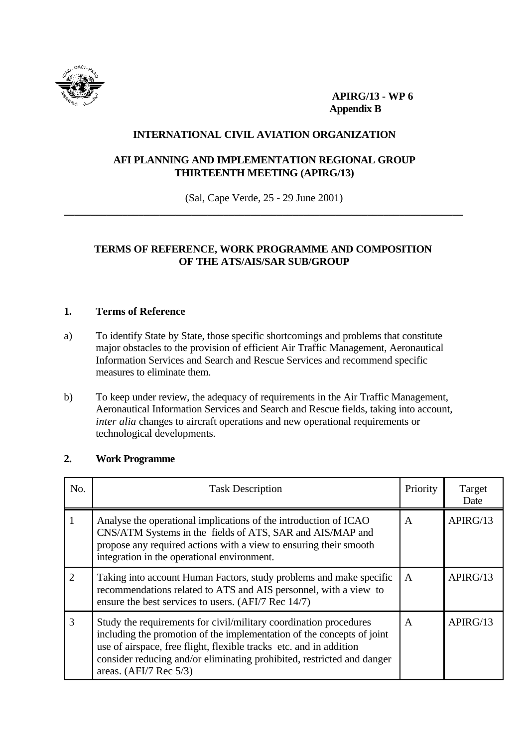**APIRG/13 - WP 6**
**Appendix B**

**INTERNATIONAL CIVIL AVIATION ORGANIZATION**

**AFI PLANNING AND IMPLEMENTATION REGIONAL GROUP THIRTEENTH MEETING (APIRG/13)**

(Sal, Cape Verde, 25 - 29 June 2001)

---

**TERMS OF REFERENCE, WORK PROGRAMME AND COMPOSITION OF THE ATS/AIS/SAR SUB/GROUP**

## 1. Terms of Reference

a) To identify State by State, those specific shortcomings and problems that constitute major obstacles to the provision of efficient Air Traffic Management, Aeronautical Information Services and Search and Rescue Services and recommend specific measures to eliminate them.

b) To keep under review, the adequacy of requirements in the Air Traffic Management, Aeronautical Information Services and Search and Rescue fields, taking into account, *inter alia* changes to aircraft operations and new operational requirements or technological developments.

## 2. Work Programme

| No. | Task Description | Priority | Target Date |
|---|---|---|---|
| 1 | Analyse the operational implications of the introduction of ICAO CNS/ATM Systems in the fields of ATS, SAR and AIS/MAP and propose any required actions with a view to ensuring their smooth integration in the operational environment. | A | APIRG/13 |
| 2 | Taking into account Human Factors, study problems and make specific recommendations related to ATS and AIS personnel, with a view to ensure the best services to users. (AFI/7 Rec 14/7) | A | APIRG/13 |
| 3 | Study the requirements for civil/military coordination procedures including the promotion of the implementation of the concepts of joint use of airspace, free flight, flexible tracks etc. and in addition consider reducing and/or eliminating prohibited, restricted and danger areas. (AFI/7 Rec 5/3) | A | APIRG/13 |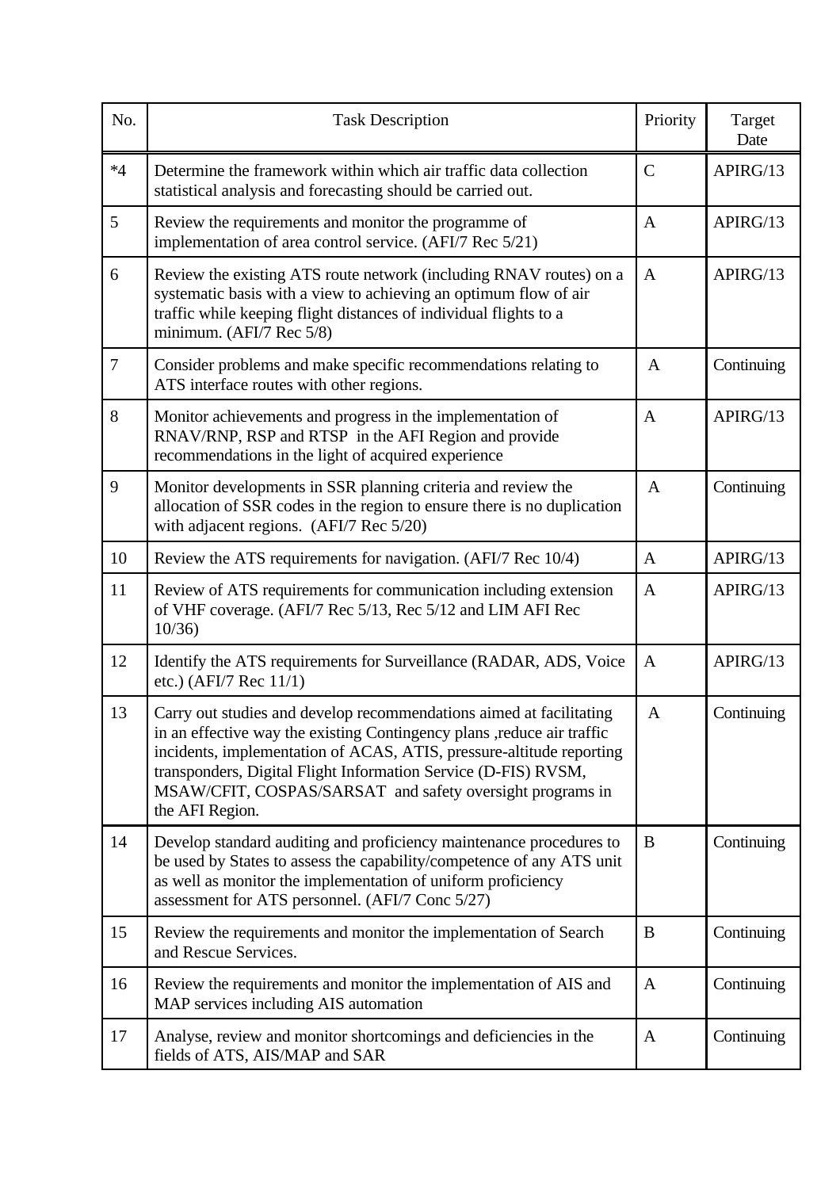| No. | Task Description | Priority | Target Date |
|---|---|---|---|
| *4 | Determine the framework within which air traffic data collection statistical analysis and forecasting should be carried out. | C | APIRG/13 |
| 5 | Review the requirements and monitor the programme of implementation of area control service. (AFI/7 Rec 5/21) | A | APIRG/13 |
| 6 | Review the existing ATS route network (including RNAV routes) on a systematic basis with a view to achieving an optimum flow of air traffic while keeping flight distances of individual flights to a minimum. (AFI/7 Rec 5/8) | A | APIRG/13 |
| 7 | Consider problems and make specific recommendations relating to ATS interface routes with other regions. | A | Continuing |
| 8 | Monitor achievements and progress in the implementation of RNAV/RNP, RSP and RTSP in the AFI Region and provide recommendations in the light of acquired experience | A | APIRG/13 |
| 9 | Monitor developments in SSR planning criteria and review the allocation of SSR codes in the region to ensure there is no duplication with adjacent regions. (AFI/7 Rec 5/20) | A | Continuing |
| 10 | Review the ATS requirements for navigation. (AFI/7 Rec 10/4) | A | APIRG/13 |
| 11 | Review of ATS requirements for communication including extension of VHF coverage. (AFI/7 Rec 5/13, Rec 5/12 and LIM AFI Rec 10/36) | A | APIRG/13 |
| 12 | Identify the ATS requirements for Surveillance (RADAR, ADS, Voice etc.) (AFI/7 Rec 11/1) | A | APIRG/13 |
| 13 | Carry out studies and develop recommendations aimed at facilitating in an effective way the existing Contingency plans ,reduce air traffic incidents, implementation of ACAS, ATIS, pressure-altitude reporting transponders, Digital Flight Information Service (D-FIS) RVSM, MSAW/CFIT, COSPAS/SARSAT and safety oversight programs in the AFI Region. | A | Continuing |
| 14 | Develop standard auditing and proficiency maintenance procedures to be used by States to assess the capability/competence of any ATS unit as well as monitor the implementation of uniform proficiency assessment for ATS personnel. (AFI/7 Conc 5/27) | B | Continuing |
| 15 | Review the requirements and monitor the implementation of Search and Rescue Services. | B | Continuing |
| 16 | Review the requirements and monitor the implementation of AIS and MAP services including AIS automation | A | Continuing |
| 17 | Analyse, review and monitor shortcomings and deficiencies in the fields of ATS, AIS/MAP and SAR | A | Continuing |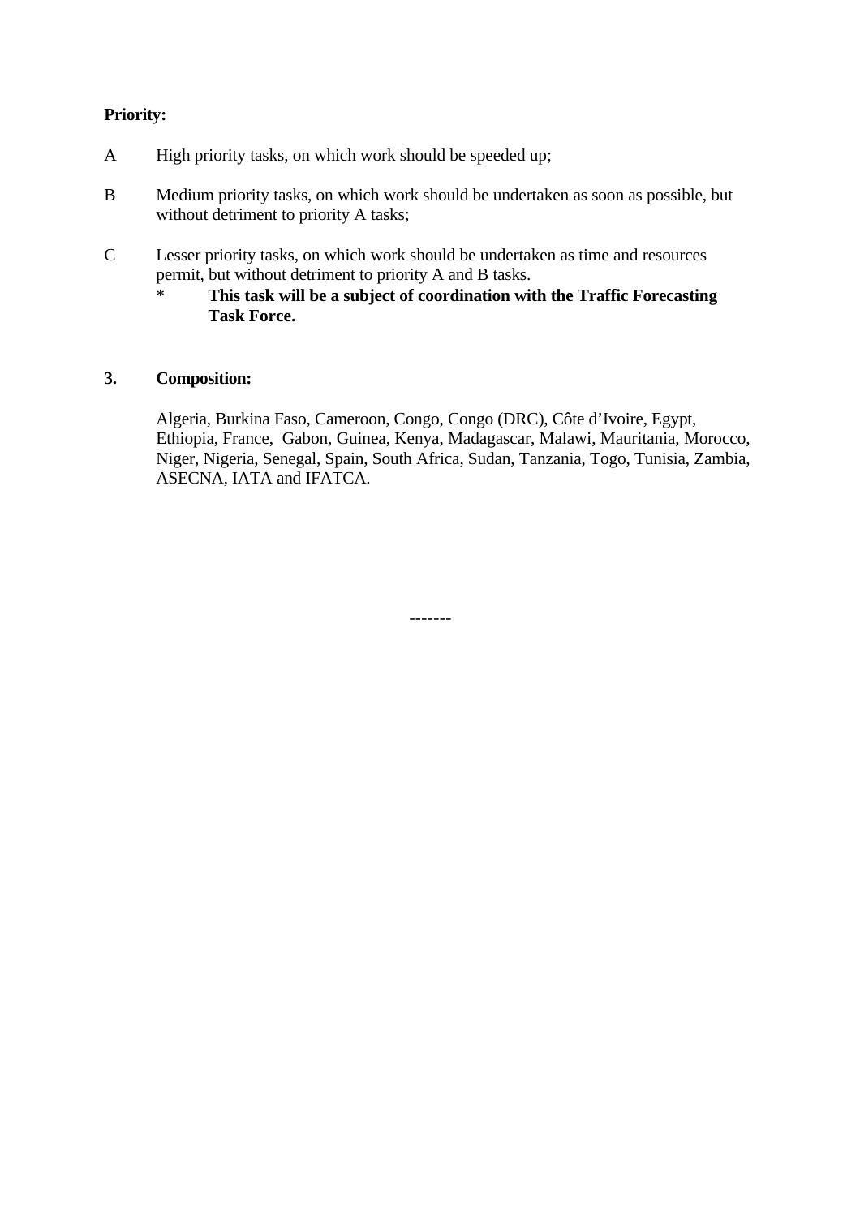**Priority:**

A High priority tasks, on which work should be speeded up;

B Medium priority tasks, on which work should be undertaken as soon as possible, but without detriment to priority A tasks;

C Lesser priority tasks, on which work should be undertaken as time and resources permit, but without detriment to priority A and B tasks.

\* **This task will be a subject of coordination with the Traffic Forecasting Task Force.**

**3. Composition:**

Algeria, Burkina Faso, Cameroon, Congo, Congo (DRC), Côte d'Ivoire, Egypt, Ethiopia, France, Gabon, Guinea, Kenya, Madagascar, Malawi, Mauritania, Morocco, Niger, Nigeria, Senegal, Spain, South Africa, Sudan, Tanzania, Togo, Tunisia, Zambia, ASECNA, IATA and IFATCA.

-------